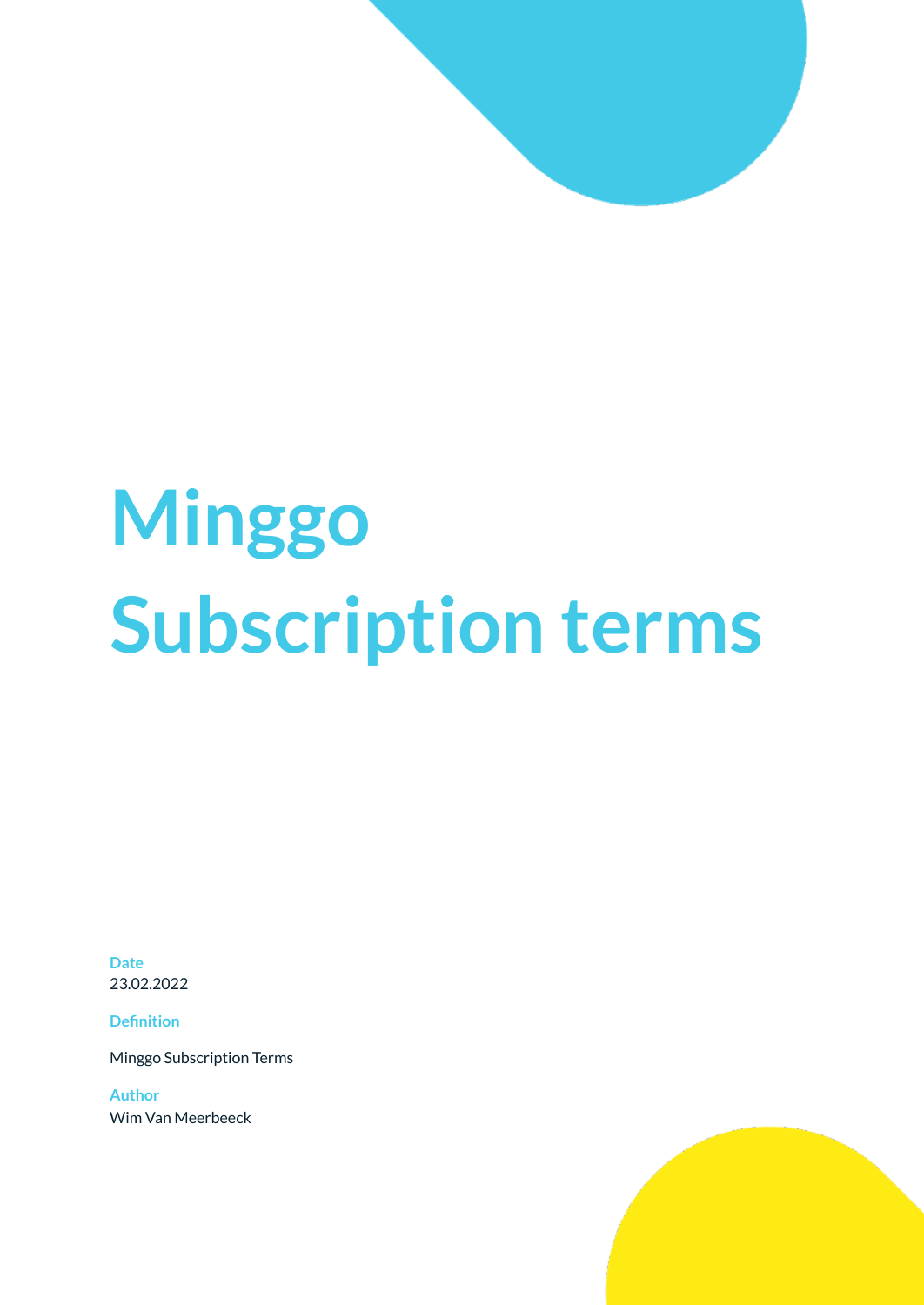# Minggo Subscription terms

**Date**
23.02.2022

**Definition**

Minggo Subscription Terms

**Author**
Wim Van Meerbeeck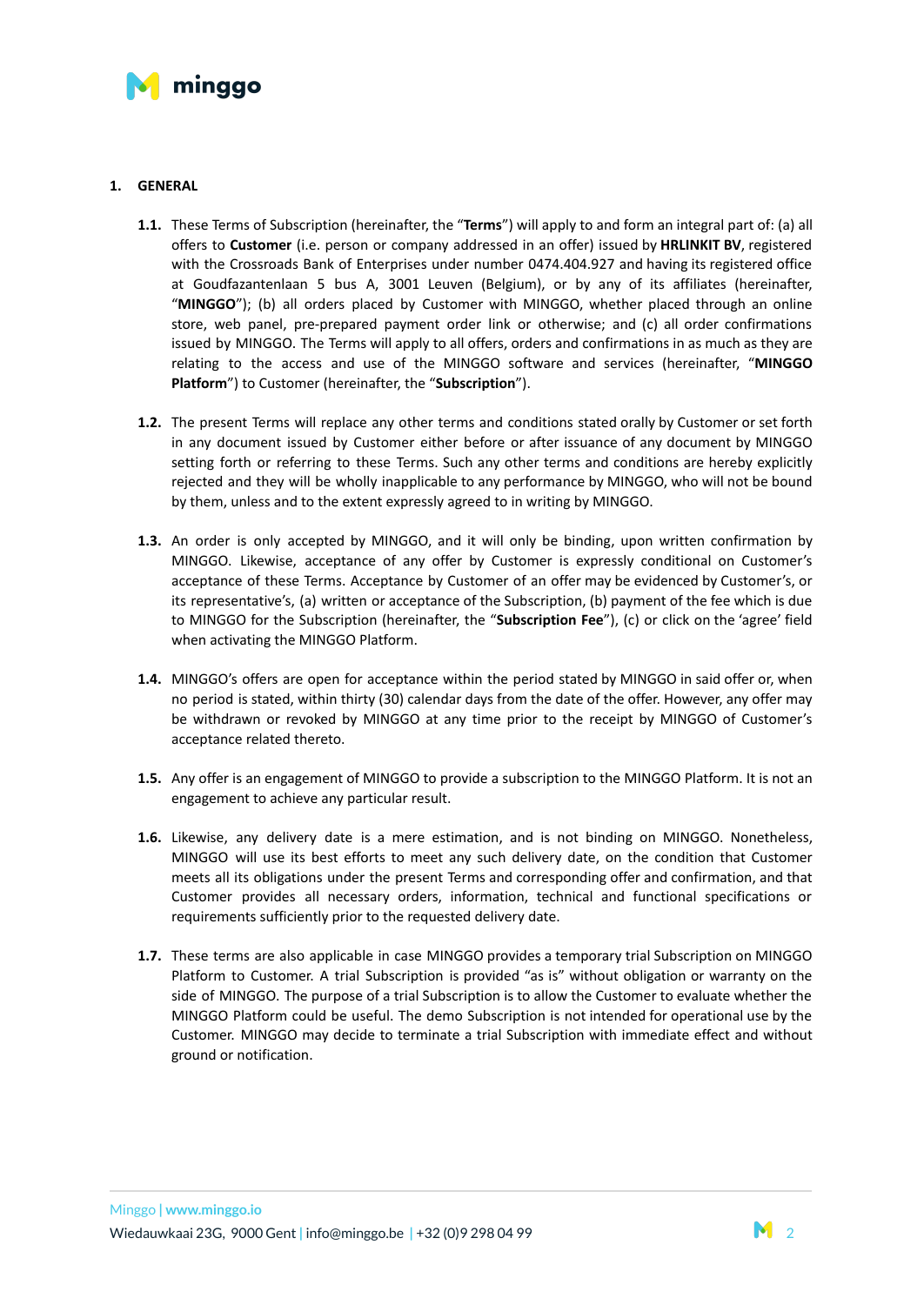## 1. GENERAL

**1.1.** These Terms of Subscription (hereinafter, the "**Terms**") will apply to and form an integral part of: (a) all offers to **Customer** (i.e. person or company addressed in an offer) issued by **HRLINKIT BV**, registered with the Crossroads Bank of Enterprises under number 0474.404.927 and having its registered office at Goudfazantenlaan 5 bus A, 3001 Leuven (Belgium), or by any of its affiliates (hereinafter, "**MINGGO**"); (b) all orders placed by Customer with MINGGO, whether placed through an online store, web panel, pre-prepared payment order link or otherwise; and (c) all order confirmations issued by MINGGO. The Terms will apply to all offers, orders and confirmations in as much as they are relating to the access and use of the MINGGO software and services (hereinafter, "**MINGGO Platform**") to Customer (hereinafter, the "**Subscription**").

**1.2.** The present Terms will replace any other terms and conditions stated orally by Customer or set forth in any document issued by Customer either before or after issuance of any document by MINGGO setting forth or referring to these Terms. Such any other terms and conditions are hereby explicitly rejected and they will be wholly inapplicable to any performance by MINGGO, who will not be bound by them, unless and to the extent expressly agreed to in writing by MINGGO.

**1.3.** An order is only accepted by MINGGO, and it will only be binding, upon written confirmation by MINGGO. Likewise, acceptance of any offer by Customer is expressly conditional on Customer's acceptance of these Terms. Acceptance by Customer of an offer may be evidenced by Customer's, or its representative's, (a) written or acceptance of the Subscription, (b) payment of the fee which is due to MINGGO for the Subscription (hereinafter, the "**Subscription Fee**"), (c) or click on the 'agree' field when activating the MINGGO Platform.

**1.4.** MINGGO's offers are open for acceptance within the period stated by MINGGO in said offer or, when no period is stated, within thirty (30) calendar days from the date of the offer. However, any offer may be withdrawn or revoked by MINGGO at any time prior to the receipt by MINGGO of Customer's acceptance related thereto.

**1.5.** Any offer is an engagement of MINGGO to provide a subscription to the MINGGO Platform. It is not an engagement to achieve any particular result.

**1.6.** Likewise, any delivery date is a mere estimation, and is not binding on MINGGO. Nonetheless, MINGGO will use its best efforts to meet any such delivery date, on the condition that Customer meets all its obligations under the present Terms and corresponding offer and confirmation, and that Customer provides all necessary orders, information, technical and functional specifications or requirements sufficiently prior to the requested delivery date.

**1.7.** These terms are also applicable in case MINGGO provides a temporary trial Subscription on MINGGO Platform to Customer. A trial Subscription is provided "as is" without obligation or warranty on the side of MINGGO. The purpose of a trial Subscription is to allow the Customer to evaluate whether the MINGGO Platform could be useful. The demo Subscription is not intended for operational use by the Customer. MINGGO may decide to terminate a trial Subscription with immediate effect and without ground or notification.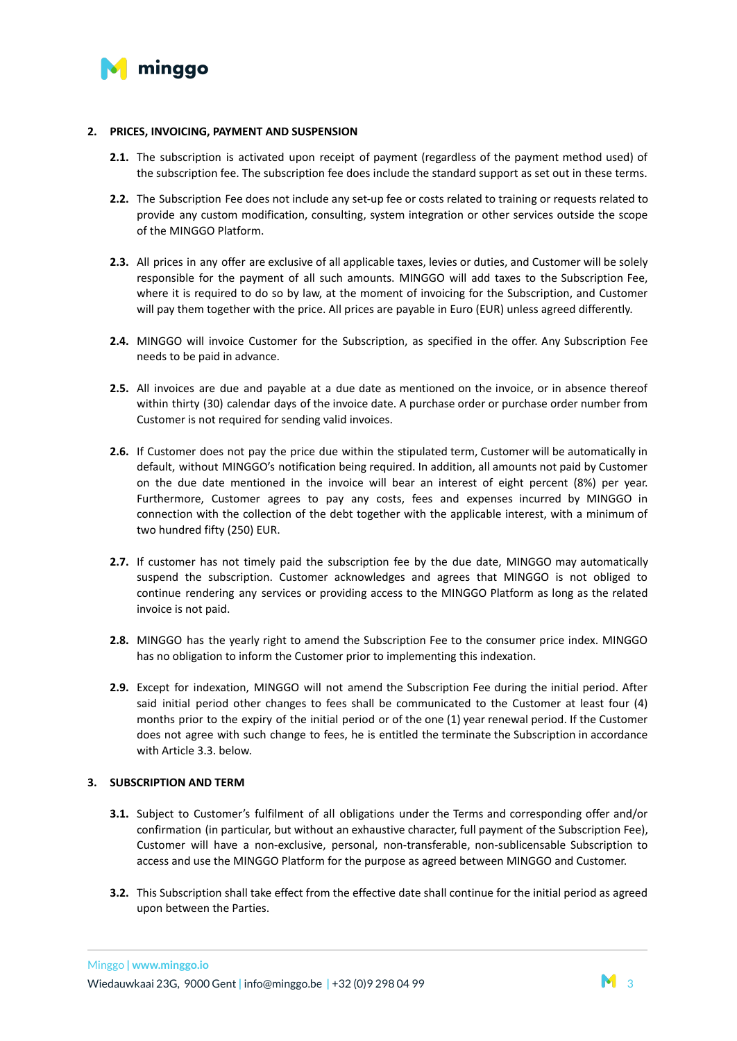## 2. PRICES, INVOICING, PAYMENT AND SUSPENSION

**2.1.** The subscription is activated upon receipt of payment (regardless of the payment method used) of the subscription fee. The subscription fee does include the standard support as set out in these terms.

**2.2.** The Subscription Fee does not include any set-up fee or costs related to training or requests related to provide any custom modification, consulting, system integration or other services outside the scope of the MINGGO Platform.

**2.3.** All prices in any offer are exclusive of all applicable taxes, levies or duties, and Customer will be solely responsible for the payment of all such amounts. MINGGO will add taxes to the Subscription Fee, where it is required to do so by law, at the moment of invoicing for the Subscription, and Customer will pay them together with the price. All prices are payable in Euro (EUR) unless agreed differently.

**2.4.** MINGGO will invoice Customer for the Subscription, as specified in the offer. Any Subscription Fee needs to be paid in advance.

**2.5.** All invoices are due and payable at a due date as mentioned on the invoice, or in absence thereof within thirty (30) calendar days of the invoice date. A purchase order or purchase order number from Customer is not required for sending valid invoices.

**2.6.** If Customer does not pay the price due within the stipulated term, Customer will be automatically in default, without MINGGO's notification being required. In addition, all amounts not paid by Customer on the due date mentioned in the invoice will bear an interest of eight percent (8%) per year. Furthermore, Customer agrees to pay any costs, fees and expenses incurred by MINGGO in connection with the collection of the debt together with the applicable interest, with a minimum of two hundred fifty (250) EUR.

**2.7.** If customer has not timely paid the subscription fee by the due date, MINGGO may automatically suspend the subscription. Customer acknowledges and agrees that MINGGO is not obliged to continue rendering any services or providing access to the MINGGO Platform as long as the related invoice is not paid.

**2.8.** MINGGO has the yearly right to amend the Subscription Fee to the consumer price index. MINGGO has no obligation to inform the Customer prior to implementing this indexation.

**2.9.** Except for indexation, MINGGO will not amend the Subscription Fee during the initial period. After said initial period other changes to fees shall be communicated to the Customer at least four (4) months prior to the expiry of the initial period or of the one (1) year renewal period. If the Customer does not agree with such change to fees, he is entitled the terminate the Subscription in accordance with Article 3.3. below.

## 3. SUBSCRIPTION AND TERM

**3.1.** Subject to Customer's fulfilment of all obligations under the Terms and corresponding offer and/or confirmation (in particular, but without an exhaustive character, full payment of the Subscription Fee), Customer will have a non-exclusive, personal, non-transferable, non-sublicensable Subscription to access and use the MINGGO Platform for the purpose as agreed between MINGGO and Customer.

**3.2.** This Subscription shall take effect from the effective date shall continue for the initial period as agreed upon between the Parties.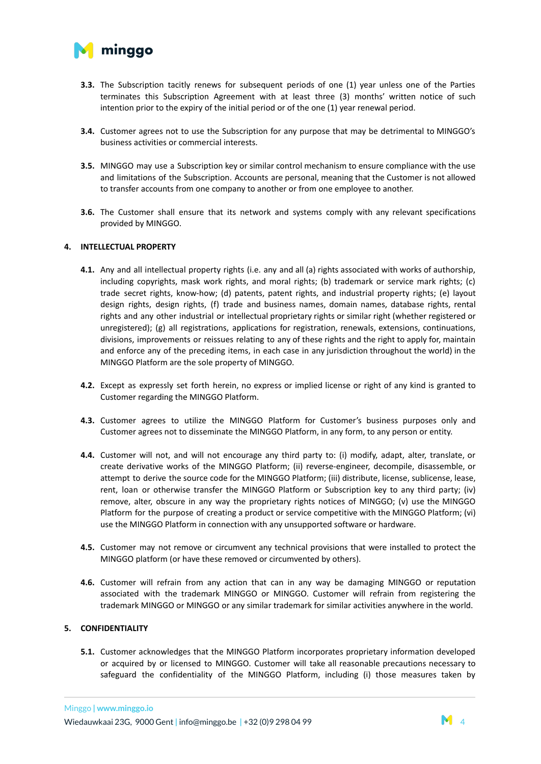**3.3.** The Subscription tacitly renews for subsequent periods of one (1) year unless one of the Parties terminates this Subscription Agreement with at least three (3) months' written notice of such intention prior to the expiry of the initial period or of the one (1) year renewal period.

**3.4.** Customer agrees not to use the Subscription for any purpose that may be detrimental to MINGGO's business activities or commercial interests.

**3.5.** MINGGO may use a Subscription key or similar control mechanism to ensure compliance with the use and limitations of the Subscription. Accounts are personal, meaning that the Customer is not allowed to transfer accounts from one company to another or from one employee to another.

**3.6.** The Customer shall ensure that its network and systems comply with any relevant specifications provided by MINGGO.

## 4. INTELLECTUAL PROPERTY

**4.1.** Any and all intellectual property rights (i.e. any and all (a) rights associated with works of authorship, including copyrights, mask work rights, and moral rights; (b) trademark or service mark rights; (c) trade secret rights, know-how; (d) patents, patent rights, and industrial property rights; (e) layout design rights, design rights, (f) trade and business names, domain names, database rights, rental rights and any other industrial or intellectual proprietary rights or similar right (whether registered or unregistered); (g) all registrations, applications for registration, renewals, extensions, continuations, divisions, improvements or reissues relating to any of these rights and the right to apply for, maintain and enforce any of the preceding items, in each case in any jurisdiction throughout the world) in the MINGGO Platform are the sole property of MINGGO.

**4.2.** Except as expressly set forth herein, no express or implied license or right of any kind is granted to Customer regarding the MINGGO Platform.

**4.3.** Customer agrees to utilize the MINGGO Platform for Customer's business purposes only and Customer agrees not to disseminate the MINGGO Platform, in any form, to any person or entity.

**4.4.** Customer will not, and will not encourage any third party to: (i) modify, adapt, alter, translate, or create derivative works of the MINGGO Platform; (ii) reverse-engineer, decompile, disassemble, or attempt to derive the source code for the MINGGO Platform; (iii) distribute, license, sublicense, lease, rent, loan or otherwise transfer the MINGGO Platform or Subscription key to any third party; (iv) remove, alter, obscure in any way the proprietary rights notices of MINGGO; (v) use the MINGGO Platform for the purpose of creating a product or service competitive with the MINGGO Platform; (vi) use the MINGGO Platform in connection with any unsupported software or hardware.

**4.5.** Customer may not remove or circumvent any technical provisions that were installed to protect the MINGGO platform (or have these removed or circumvented by others).

**4.6.** Customer will refrain from any action that can in any way be damaging MINGGO or reputation associated with the trademark MINGGO or MINGGO. Customer will refrain from registering the trademark MINGGO or MINGGO or any similar trademark for similar activities anywhere in the world.

## 5. CONFIDENTIALITY

**5.1.** Customer acknowledges that the MINGGO Platform incorporates proprietary information developed or acquired by or licensed to MINGGO. Customer will take all reasonable precautions necessary to safeguard the confidentiality of the MINGGO Platform, including (i) those measures taken by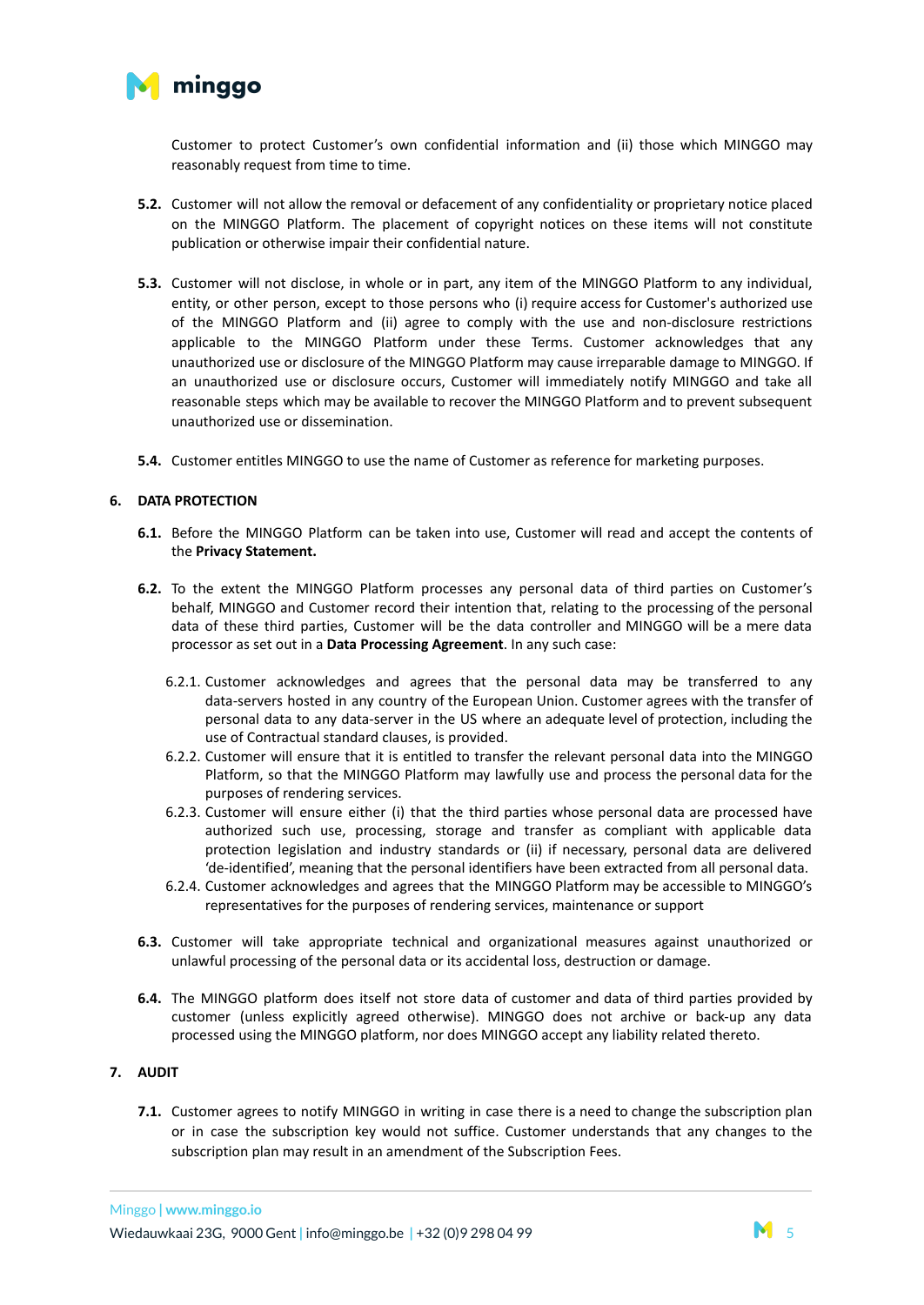Customer to protect Customer's own confidential information and (ii) those which MINGGO may reasonably request from time to time.

**5.2.** Customer will not allow the removal or defacement of any confidentiality or proprietary notice placed on the MINGGO Platform. The placement of copyright notices on these items will not constitute publication or otherwise impair their confidential nature.

**5.3.** Customer will not disclose, in whole or in part, any item of the MINGGO Platform to any individual, entity, or other person, except to those persons who (i) require access for Customer's authorized use of the MINGGO Platform and (ii) agree to comply with the use and non-disclosure restrictions applicable to the MINGGO Platform under these Terms. Customer acknowledges that any unauthorized use or disclosure of the MINGGO Platform may cause irreparable damage to MINGGO. If an unauthorized use or disclosure occurs, Customer will immediately notify MINGGO and take all reasonable steps which may be available to recover the MINGGO Platform and to prevent subsequent unauthorized use or dissemination.

**5.4.** Customer entitles MINGGO to use the name of Customer as reference for marketing purposes.

## 6. DATA PROTECTION

**6.1.** Before the MINGGO Platform can be taken into use, Customer will read and accept the contents of the **Privacy Statement.**

**6.2.** To the extent the MINGGO Platform processes any personal data of third parties on Customer's behalf, MINGGO and Customer record their intention that, relating to the processing of the personal data of these third parties, Customer will be the data controller and MINGGO will be a mere data processor as set out in a **Data Processing Agreement**. In any such case:

6.2.1. Customer acknowledges and agrees that the personal data may be transferred to any data-servers hosted in any country of the European Union. Customer agrees with the transfer of personal data to any data-server in the US where an adequate level of protection, including the use of Contractual standard clauses, is provided.

6.2.2. Customer will ensure that it is entitled to transfer the relevant personal data into the MINGGO Platform, so that the MINGGO Platform may lawfully use and process the personal data for the purposes of rendering services.

6.2.3. Customer will ensure either (i) that the third parties whose personal data are processed have authorized such use, processing, storage and transfer as compliant with applicable data protection legislation and industry standards or (ii) if necessary, personal data are delivered 'de-identified', meaning that the personal identifiers have been extracted from all personal data.

6.2.4. Customer acknowledges and agrees that the MINGGO Platform may be accessible to MINGGO's representatives for the purposes of rendering services, maintenance or support

**6.3.** Customer will take appropriate technical and organizational measures against unauthorized or unlawful processing of the personal data or its accidental loss, destruction or damage.

**6.4.** The MINGGO platform does itself not store data of customer and data of third parties provided by customer (unless explicitly agreed otherwise). MINGGO does not archive or back-up any data processed using the MINGGO platform, nor does MINGGO accept any liability related thereto.

## 7. AUDIT

**7.1.** Customer agrees to notify MINGGO in writing in case there is a need to change the subscription plan or in case the subscription key would not suffice. Customer understands that any changes to the subscription plan may result in an amendment of the Subscription Fees.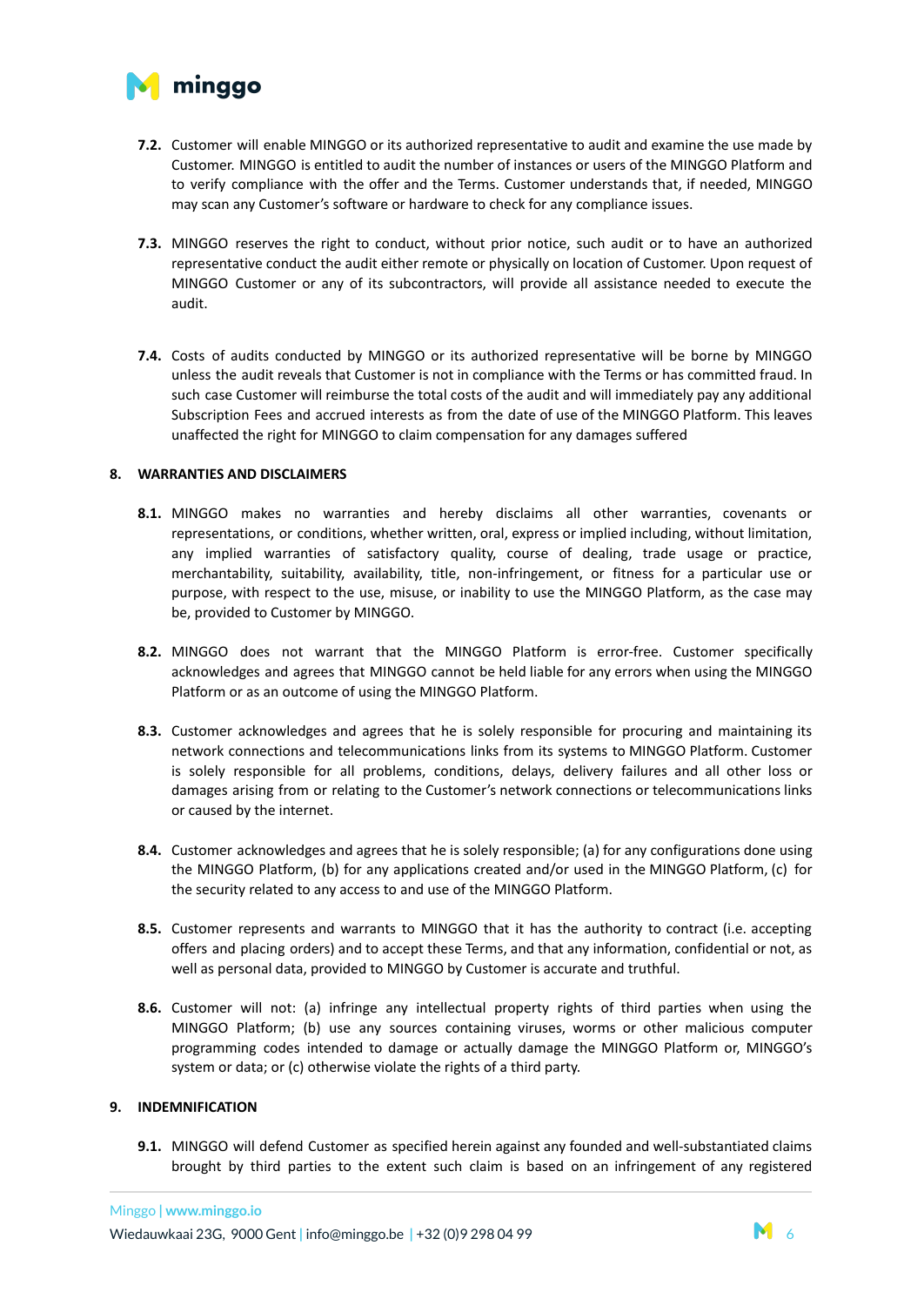**7.2.** Customer will enable MINGGO or its authorized representative to audit and examine the use made by Customer. MINGGO is entitled to audit the number of instances or users of the MINGGO Platform and to verify compliance with the offer and the Terms. Customer understands that, if needed, MINGGO may scan any Customer's software or hardware to check for any compliance issues.

**7.3.** MINGGO reserves the right to conduct, without prior notice, such audit or to have an authorized representative conduct the audit either remote or physically on location of Customer. Upon request of MINGGO Customer or any of its subcontractors, will provide all assistance needed to execute the audit.

**7.4.** Costs of audits conducted by MINGGO or its authorized representative will be borne by MINGGO unless the audit reveals that Customer is not in compliance with the Terms or has committed fraud. In such case Customer will reimburse the total costs of the audit and will immediately pay any additional Subscription Fees and accrued interests as from the date of use of the MINGGO Platform. This leaves unaffected the right for MINGGO to claim compensation for any damages suffered

## 8. WARRANTIES AND DISCLAIMERS

**8.1.** MINGGO makes no warranties and hereby disclaims all other warranties, covenants or representations, or conditions, whether written, oral, express or implied including, without limitation, any implied warranties of satisfactory quality, course of dealing, trade usage or practice, merchantability, suitability, availability, title, non-infringement, or fitness for a particular use or purpose, with respect to the use, misuse, or inability to use the MINGGO Platform, as the case may be, provided to Customer by MINGGO.

**8.2.** MINGGO does not warrant that the MINGGO Platform is error-free. Customer specifically acknowledges and agrees that MINGGO cannot be held liable for any errors when using the MINGGO Platform or as an outcome of using the MINGGO Platform.

**8.3.** Customer acknowledges and agrees that he is solely responsible for procuring and maintaining its network connections and telecommunications links from its systems to MINGGO Platform. Customer is solely responsible for all problems, conditions, delays, delivery failures and all other loss or damages arising from or relating to the Customer's network connections or telecommunications links or caused by the internet.

**8.4.** Customer acknowledges and agrees that he is solely responsible; (a) for any configurations done using the MINGGO Platform, (b) for any applications created and/or used in the MINGGO Platform, (c) for the security related to any access to and use of the MINGGO Platform.

**8.5.** Customer represents and warrants to MINGGO that it has the authority to contract (i.e. accepting offers and placing orders) and to accept these Terms, and that any information, confidential or not, as well as personal data, provided to MINGGO by Customer is accurate and truthful.

**8.6.** Customer will not: (a) infringe any intellectual property rights of third parties when using the MINGGO Platform; (b) use any sources containing viruses, worms or other malicious computer programming codes intended to damage or actually damage the MINGGO Platform or, MINGGO's system or data; or (c) otherwise violate the rights of a third party.

## 9. INDEMNIFICATION

**9.1.** MINGGO will defend Customer as specified herein against any founded and well-substantiated claims brought by third parties to the extent such claim is based on an infringement of any registered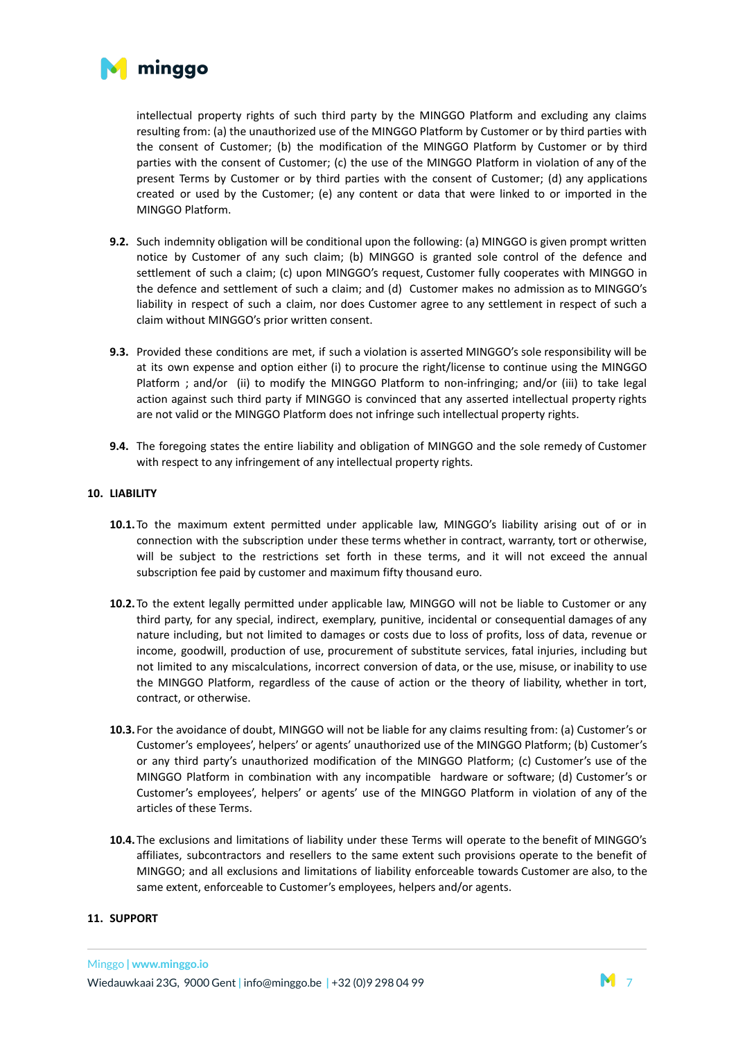intellectual property rights of such third party by the MINGGO Platform and excluding any claims resulting from: (a) the unauthorized use of the MINGGO Platform by Customer or by third parties with the consent of Customer; (b) the modification of the MINGGO Platform by Customer or by third parties with the consent of Customer; (c) the use of the MINGGO Platform in violation of any of the present Terms by Customer or by third parties with the consent of Customer; (d) any applications created or used by the Customer; (e) any content or data that were linked to or imported in the MINGGO Platform.

**9.2.** Such indemnity obligation will be conditional upon the following: (a) MINGGO is given prompt written notice by Customer of any such claim; (b) MINGGO is granted sole control of the defence and settlement of such a claim; (c) upon MINGGO's request, Customer fully cooperates with MINGGO in the defence and settlement of such a claim; and (d) Customer makes no admission as to MINGGO's liability in respect of such a claim, nor does Customer agree to any settlement in respect of such a claim without MINGGO's prior written consent.

**9.3.** Provided these conditions are met, if such a violation is asserted MINGGO's sole responsibility will be at its own expense and option either (i) to procure the right/license to continue using the MINGGO Platform ; and/or (ii) to modify the MINGGO Platform to non-infringing; and/or (iii) to take legal action against such third party if MINGGO is convinced that any asserted intellectual property rights are not valid or the MINGGO Platform does not infringe such intellectual property rights.

**9.4.** The foregoing states the entire liability and obligation of MINGGO and the sole remedy of Customer with respect to any infringement of any intellectual property rights.

## 10. LIABILITY

**10.1.** To the maximum extent permitted under applicable law, MINGGO's liability arising out of or in connection with the subscription under these terms whether in contract, warranty, tort or otherwise, will be subject to the restrictions set forth in these terms, and it will not exceed the annual subscription fee paid by customer and maximum fifty thousand euro.

**10.2.** To the extent legally permitted under applicable law, MINGGO will not be liable to Customer or any third party, for any special, indirect, exemplary, punitive, incidental or consequential damages of any nature including, but not limited to damages or costs due to loss of profits, loss of data, revenue or income, goodwill, production of use, procurement of substitute services, fatal injuries, including but not limited to any miscalculations, incorrect conversion of data, or the use, misuse, or inability to use the MINGGO Platform, regardless of the cause of action or the theory of liability, whether in tort, contract, or otherwise.

**10.3.** For the avoidance of doubt, MINGGO will not be liable for any claims resulting from: (a) Customer's or Customer's employees', helpers' or agents' unauthorized use of the MINGGO Platform; (b) Customer's or any third party's unauthorized modification of the MINGGO Platform; (c) Customer's use of the MINGGO Platform in combination with any incompatible hardware or software; (d) Customer's or Customer's employees', helpers' or agents' use of the MINGGO Platform in violation of any of the articles of these Terms.

**10.4.** The exclusions and limitations of liability under these Terms will operate to the benefit of MINGGO's affiliates, subcontractors and resellers to the same extent such provisions operate to the benefit of MINGGO; and all exclusions and limitations of liability enforceable towards Customer are also, to the same extent, enforceable to Customer's employees, helpers and/or agents.

## 11. SUPPORT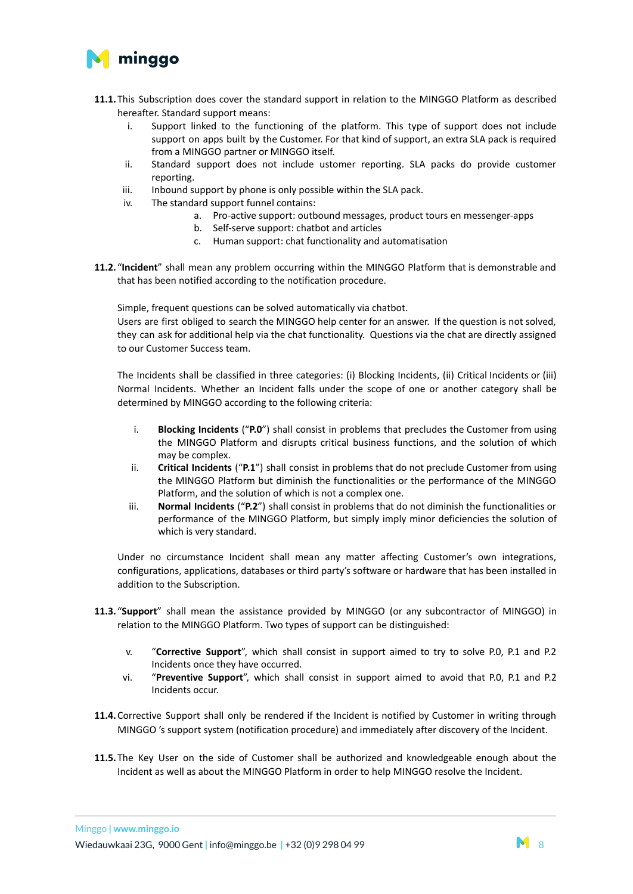**11.1.** This Subscription does cover the standard support in relation to the MINGGO Platform as described hereafter. Standard support means:

i. Support linked to the functioning of the platform. This type of support does not include support on apps built by the Customer. For that kind of support, an extra SLA pack is required from a MINGGO partner or MINGGO itself.

ii. Standard support does not include ustomer reporting. SLA packs do provide customer reporting.

iii. Inbound support by phone is only possible within the SLA pack.

iv. The standard support funnel contains:

   a. Pro-active support: outbound messages, product tours en messenger-apps
   b. Self-serve support: chatbot and articles
   c. Human support: chat functionality and automatisation

**11.2.** "**Incident**" shall mean any problem occurring within the MINGGO Platform that is demonstrable and that has been notified according to the notification procedure.

Simple, frequent questions can be solved automatically via chatbot.
Users are first obliged to search the MINGGO help center for an answer. If the question is not solved, they can ask for additional help via the chat functionality. Questions via the chat are directly assigned to our Customer Success team.

The Incidents shall be classified in three categories: (i) Blocking Incidents, (ii) Critical Incidents or (iii) Normal Incidents. Whether an Incident falls under the scope of one or another category shall be determined by MINGGO according to the following criteria:

i. **Blocking Incidents** ("**P.0**") shall consist in problems that precludes the Customer from using the MINGGO Platform and disrupts critical business functions, and the solution of which may be complex.

ii. **Critical Incidents** ("**P.1**") shall consist in problems that do not preclude Customer from using the MINGGO Platform but diminish the functionalities or the performance of the MINGGO Platform, and the solution of which is not a complex one.

iii. **Normal Incidents** ("**P.2**") shall consist in problems that do not diminish the functionalities or performance of the MINGGO Platform, but simply imply minor deficiencies the solution of which is very standard.

Under no circumstance Incident shall mean any matter affecting Customer's own integrations, configurations, applications, databases or third party's software or hardware that has been installed in addition to the Subscription.

**11.3.** "**Support**" shall mean the assistance provided by MINGGO (or any subcontractor of MINGGO) in relation to the MINGGO Platform. Two types of support can be distinguished:

v. "**Corrective Support**", which shall consist in support aimed to try to solve P.0, P.1 and P.2 Incidents once they have occurred.

vi. "**Preventive Support**", which shall consist in support aimed to avoid that P.0, P.1 and P.2 Incidents occur.

**11.4.** Corrective Support shall only be rendered if the Incident is notified by Customer in writing through MINGGO 's support system (notification procedure) and immediately after discovery of the Incident.

**11.5.** The Key User on the side of Customer shall be authorized and knowledgeable enough about the Incident as well as about the MINGGO Platform in order to help MINGGO resolve the Incident.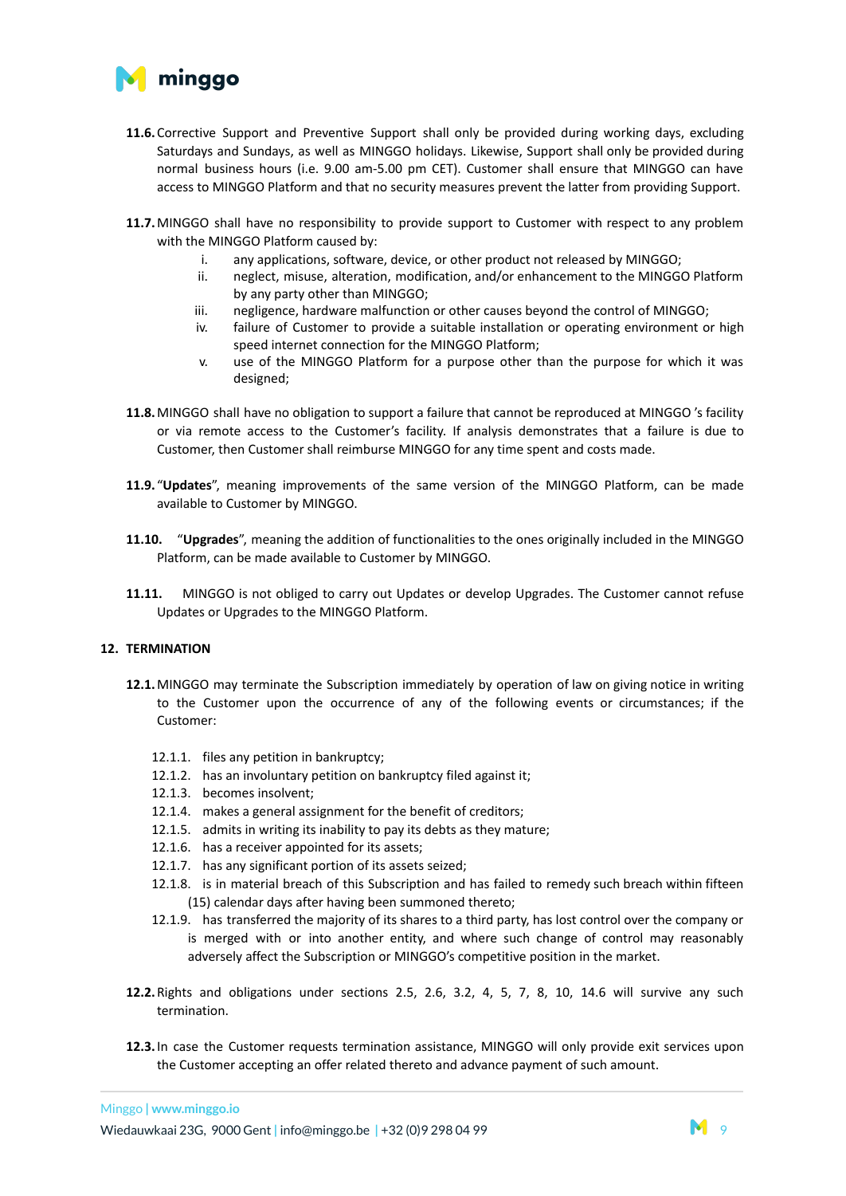**11.6.** Corrective Support and Preventive Support shall only be provided during working days, excluding Saturdays and Sundays, as well as MINGGO holidays. Likewise, Support shall only be provided during normal business hours (i.e. 9.00 am-5.00 pm CET). Customer shall ensure that MINGGO can have access to MINGGO Platform and that no security measures prevent the latter from providing Support.

**11.7.** MINGGO shall have no responsibility to provide support to Customer with respect to any problem with the MINGGO Platform caused by:

- i. any applications, software, device, or other product not released by MINGGO;
- ii. neglect, misuse, alteration, modification, and/or enhancement to the MINGGO Platform by any party other than MINGGO;
- iii. negligence, hardware malfunction or other causes beyond the control of MINGGO;
- iv. failure of Customer to provide a suitable installation or operating environment or high speed internet connection for the MINGGO Platform;
- v. use of the MINGGO Platform for a purpose other than the purpose for which it was designed;

**11.8.** MINGGO shall have no obligation to support a failure that cannot be reproduced at MINGGO 's facility or via remote access to the Customer's facility. If analysis demonstrates that a failure is due to Customer, then Customer shall reimburse MINGGO for any time spent and costs made.

**11.9.** "**Updates**", meaning improvements of the same version of the MINGGO Platform, can be made available to Customer by MINGGO.

**11.10.** "**Upgrades**", meaning the addition of functionalities to the ones originally included in the MINGGO Platform, can be made available to Customer by MINGGO.

**11.11.** MINGGO is not obliged to carry out Updates or develop Upgrades. The Customer cannot refuse Updates or Upgrades to the MINGGO Platform.

## 12. TERMINATION

**12.1.** MINGGO may terminate the Subscription immediately by operation of law on giving notice in writing to the Customer upon the occurrence of any of the following events or circumstances; if the Customer:

- 12.1.1. files any petition in bankruptcy;
- 12.1.2. has an involuntary petition on bankruptcy filed against it;
- 12.1.3. becomes insolvent;
- 12.1.4. makes a general assignment for the benefit of creditors;
- 12.1.5. admits in writing its inability to pay its debts as they mature;
- 12.1.6. has a receiver appointed for its assets;
- 12.1.7. has any significant portion of its assets seized;
- 12.1.8. is in material breach of this Subscription and has failed to remedy such breach within fifteen (15) calendar days after having been summoned thereto;
- 12.1.9. has transferred the majority of its shares to a third party, has lost control over the company or is merged with or into another entity, and where such change of control may reasonably adversely affect the Subscription or MINGGO's competitive position in the market.

**12.2.** Rights and obligations under sections 2.5, 2.6, 3.2, 4, 5, 7, 8, 10, 14.6 will survive any such termination.

**12.3.** In case the Customer requests termination assistance, MINGGO will only provide exit services upon the Customer accepting an offer related thereto and advance payment of such amount.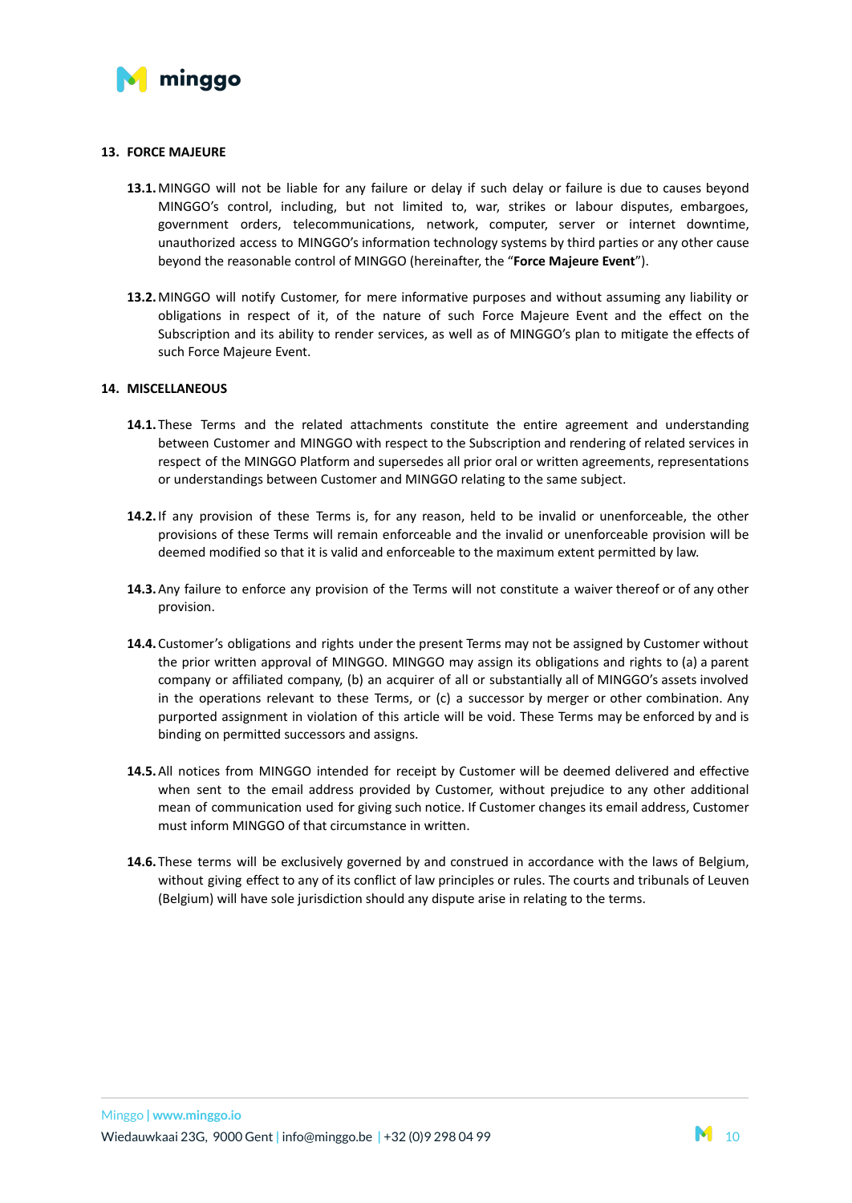## 13. FORCE MAJEURE

**13.1.** MINGGO will not be liable for any failure or delay if such delay or failure is due to causes beyond MINGGO's control, including, but not limited to, war, strikes or labour disputes, embargoes, government orders, telecommunications, network, computer, server or internet downtime, unauthorized access to MINGGO's information technology systems by third parties or any other cause beyond the reasonable control of MINGGO (hereinafter, the "**Force Majeure Event**").

**13.2.** MINGGO will notify Customer, for mere informative purposes and without assuming any liability or obligations in respect of it, of the nature of such Force Majeure Event and the effect on the Subscription and its ability to render services, as well as of MINGGO's plan to mitigate the effects of such Force Majeure Event.

## 14. MISCELLANEOUS

**14.1.** These Terms and the related attachments constitute the entire agreement and understanding between Customer and MINGGO with respect to the Subscription and rendering of related services in respect of the MINGGO Platform and supersedes all prior oral or written agreements, representations or understandings between Customer and MINGGO relating to the same subject.

**14.2.** If any provision of these Terms is, for any reason, held to be invalid or unenforceable, the other provisions of these Terms will remain enforceable and the invalid or unenforceable provision will be deemed modified so that it is valid and enforceable to the maximum extent permitted by law.

**14.3.** Any failure to enforce any provision of the Terms will not constitute a waiver thereof or of any other provision.

**14.4.** Customer's obligations and rights under the present Terms may not be assigned by Customer without the prior written approval of MINGGO. MINGGO may assign its obligations and rights to (a) a parent company or affiliated company, (b) an acquirer of all or substantially all of MINGGO's assets involved in the operations relevant to these Terms, or (c) a successor by merger or other combination. Any purported assignment in violation of this article will be void. These Terms may be enforced by and is binding on permitted successors and assigns.

**14.5.** All notices from MINGGO intended for receipt by Customer will be deemed delivered and effective when sent to the email address provided by Customer, without prejudice to any other additional mean of communication used for giving such notice. If Customer changes its email address, Customer must inform MINGGO of that circumstance in written.

**14.6.** These terms will be exclusively governed by and construed in accordance with the laws of Belgium, without giving effect to any of its conflict of law principles or rules. The courts and tribunals of Leuven (Belgium) will have sole jurisdiction should any dispute arise in relating to the terms.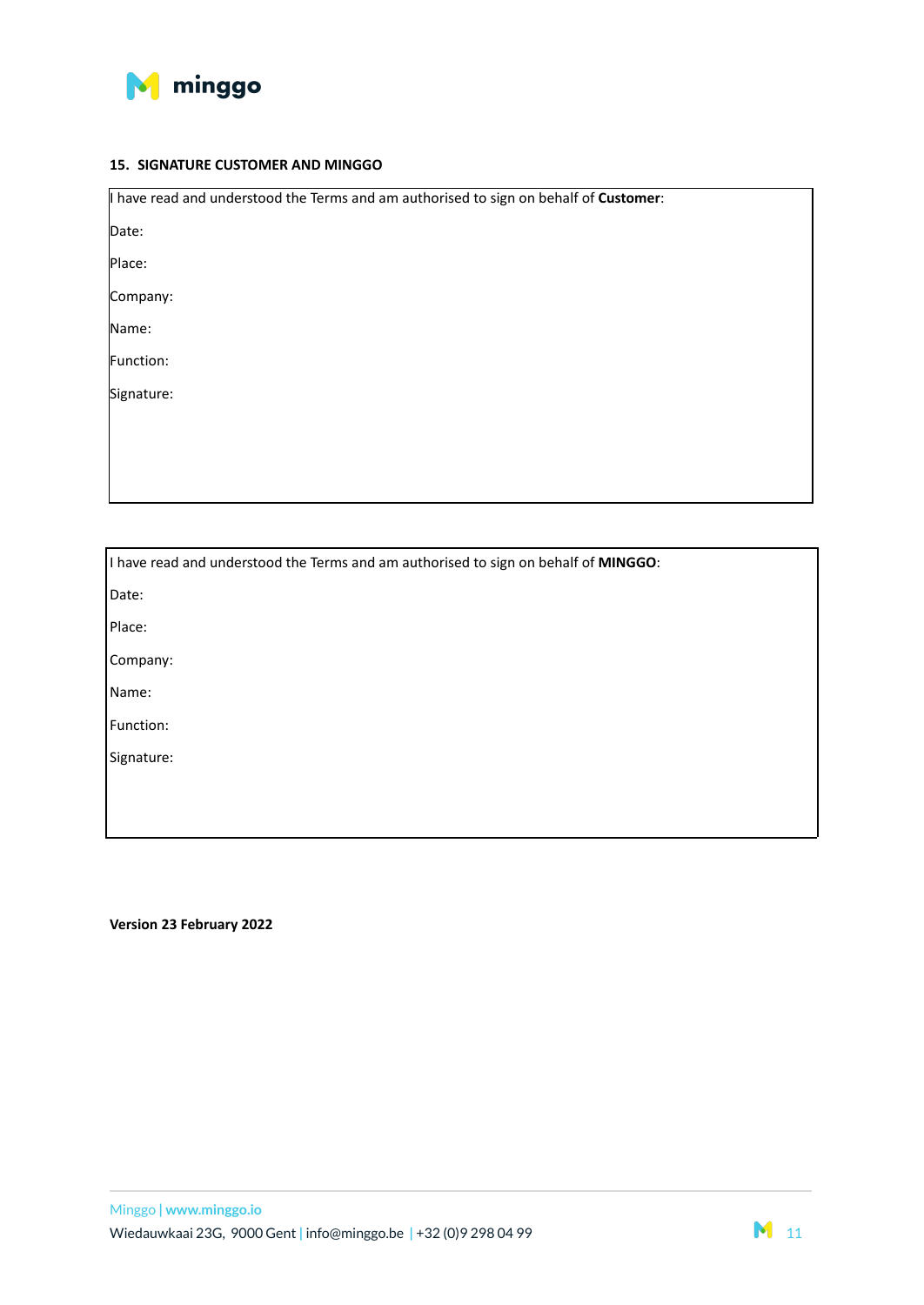### 15. SIGNATURE CUSTOMER AND MINGGO

| |
|---|
| I have read and understood the Terms and am authorised to sign on behalf of **Customer**:<br><br>Date:<br><br>Place:<br><br>Company:<br><br>Name:<br><br>Function:<br><br>Signature: |

| |
|---|
| I have read and understood the Terms and am authorised to sign on behalf of **MINGGO**:<br><br>Date:<br><br>Place:<br><br>Company:<br><br>Name:<br><br>Function:<br><br>Signature: |

**Version 23 February 2022**